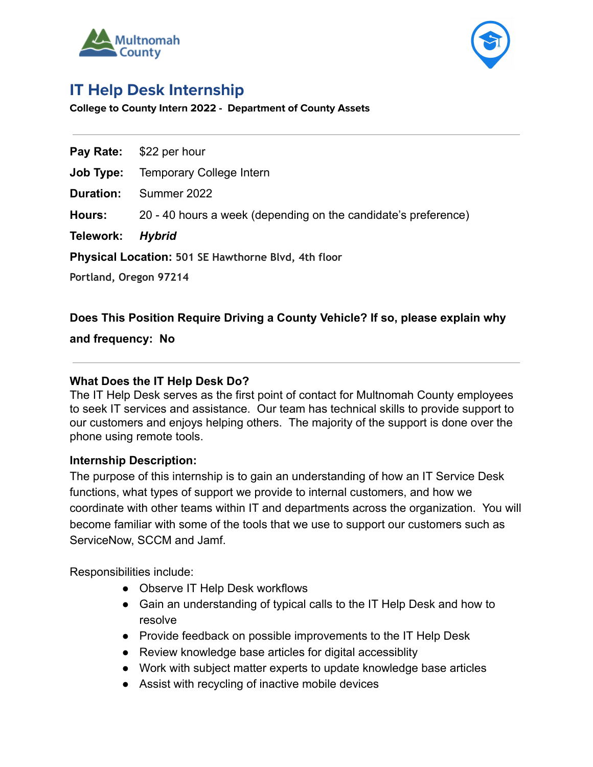# IT Help Desk Internship

**College to County Intern 2022 - Department of County Assets**

---

**Pay Rate:** $22 per hour

**Job Type:** Temporary College Intern

**Duration:** Summer 2022

**Hours:** 20 - 40 hours a week (depending on the candidate's preference)

**Telework:** ***Hybrid***

**Physical Location:** 501 SE Hawthorne Blvd, 4th floor
Portland, Oregon 97214

**Does This Position Require Driving a County Vehicle? If so, please explain why and frequency: No**

---

### What Does the IT Help Desk Do?

The IT Help Desk serves as the first point of contact for Multnomah County employees to seek IT services and assistance. Our team has technical skills to provide support to our customers and enjoys helping others. The majority of the support is done over the phone using remote tools.

### Internship Description:

The purpose of this internship is to gain an understanding of how an IT Service Desk functions, what types of support we provide to internal customers, and how we coordinate with other teams within IT and departments across the organization. You will become familiar with some of the tools that we use to support our customers such as ServiceNow, SCCM and Jamf.

Responsibilities include:

- Observe IT Help Desk workflows
- Gain an understanding of typical calls to the IT Help Desk and how to resolve
- Provide feedback on possible improvements to the IT Help Desk
- Review knowledge base articles for digital accessiblity
- Work with subject matter experts to update knowledge base articles
- Assist with recycling of inactive mobile devices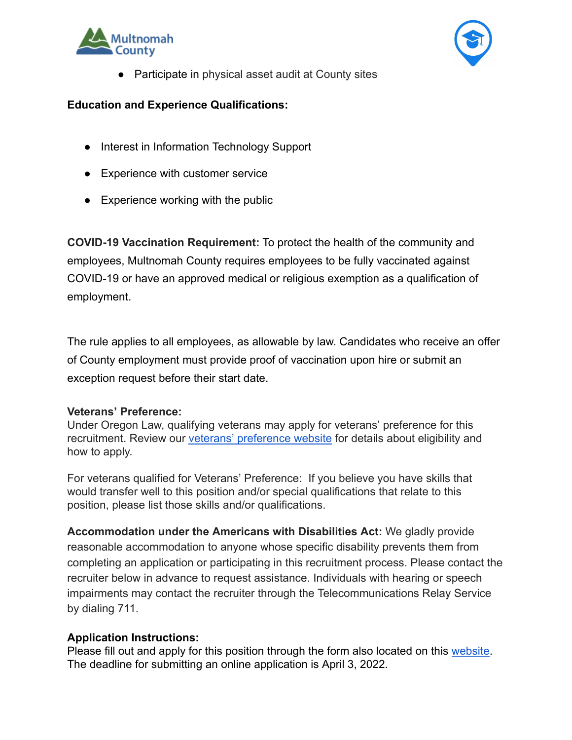- Participate in physical asset audit at County sites

**Education and Experience Qualifications:**

- Interest in Information Technology Support
- Experience with customer service
- Experience working with the public

**COVID-19 Vaccination Requirement:** To protect the health of the community and employees, Multnomah County requires employees to be fully vaccinated against COVID-19 or have an approved medical or religious exemption as a qualification of employment.

The rule applies to all employees, as allowable by law. Candidates who receive an offer of County employment must provide proof of vaccination upon hire or submit an exception request before their start date.

**Veterans' Preference:**
Under Oregon Law, qualifying veterans may apply for veterans' preference for this recruitment. Review our veterans' preference website for details about eligibility and how to apply.

For veterans qualified for Veterans' Preference: If you believe you have skills that would transfer well to this position and/or special qualifications that relate to this position, please list those skills and/or qualifications.

**Accommodation under the Americans with Disabilities Act:** We gladly provide reasonable accommodation to anyone whose specific disability prevents them from completing an application or participating in this recruitment process. Please contact the recruiter below in advance to request assistance. Individuals with hearing or speech impairments may contact the recruiter through the Telecommunications Relay Service by dialing 711.

**Application Instructions:**
Please fill out and apply for this position through the form also located on this website. The deadline for submitting an online application is April 3, 2022.